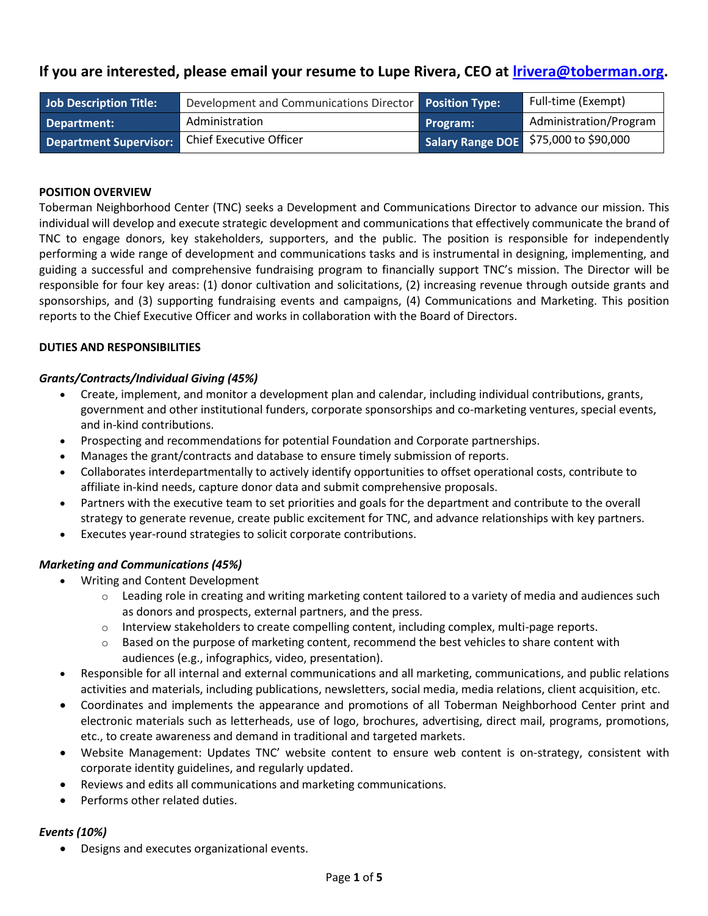## If you are interested, please email your resume to Lupe Rivera, CEO at [lrivera@toberman.org](mailto:lrivera@toberman.org).

| Job Description Title: | Development and Communications Director | Position Type: | Full-time (Exempt) |
|---|---|---|---|
| Department: | Administration | Program: | Administration/Program |
| Department Supervisor: | Chief Executive Officer | Salary Range DOE | $75,000 to $90,000 |

**POSITION OVERVIEW**

Toberman Neighborhood Center (TNC) seeks a Development and Communications Director to advance our mission. This individual will develop and execute strategic development and communications that effectively communicate the brand of TNC to engage donors, key stakeholders, supporters, and the public. The position is responsible for independently performing a wide range of development and communications tasks and is instrumental in designing, implementing, and guiding a successful and comprehensive fundraising program to financially support TNC's mission. The Director will be responsible for four key areas: (1) donor cultivation and solicitations, (2) increasing revenue through outside grants and sponsorships, and (3) supporting fundraising events and campaigns, (4) Communications and Marketing. This position reports to the Chief Executive Officer and works in collaboration with the Board of Directors.

**DUTIES AND RESPONSIBILITIES**

***Grants/Contracts/Individual Giving (45%)***

- Create, implement, and monitor a development plan and calendar, including individual contributions, grants, government and other institutional funders, corporate sponsorships and co-marketing ventures, special events, and in-kind contributions.
- Prospecting and recommendations for potential Foundation and Corporate partnerships.
- Manages the grant/contracts and database to ensure timely submission of reports.
- Collaborates interdepartmentally to actively identify opportunities to offset operational costs, contribute to affiliate in-kind needs, capture donor data and submit comprehensive proposals.
- Partners with the executive team to set priorities and goals for the department and contribute to the overall strategy to generate revenue, create public excitement for TNC, and advance relationships with key partners.
- Executes year-round strategies to solicit corporate contributions.

***Marketing and Communications (45%)***

- Writing and Content Development
  - Leading role in creating and writing marketing content tailored to a variety of media and audiences such as donors and prospects, external partners, and the press.
  - Interview stakeholders to create compelling content, including complex, multi-page reports.
  - Based on the purpose of marketing content, recommend the best vehicles to share content with audiences (e.g., infographics, video, presentation).
- Responsible for all internal and external communications and all marketing, communications, and public relations activities and materials, including publications, newsletters, social media, media relations, client acquisition, etc.
- Coordinates and implements the appearance and promotions of all Toberman Neighborhood Center print and electronic materials such as letterheads, use of logo, brochures, advertising, direct mail, programs, promotions, etc., to create awareness and demand in traditional and targeted markets.
- Website Management: Updates TNC' website content to ensure web content is on-strategy, consistent with corporate identity guidelines, and regularly updated.
- Reviews and edits all communications and marketing communications.
- Performs other related duties.

***Events (10%)***

- Designs and executes organizational events.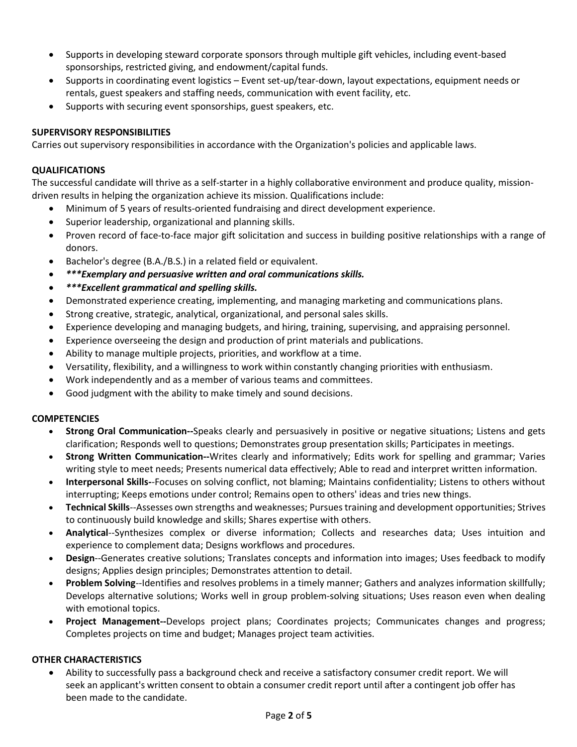- Supports in developing steward corporate sponsors through multiple gift vehicles, including event-based sponsorships, restricted giving, and endowment/capital funds.
- Supports in coordinating event logistics – Event set-up/tear-down, layout expectations, equipment needs or rentals, guest speakers and staffing needs, communication with event facility, etc.
- Supports with securing event sponsorships, guest speakers, etc.

**SUPERVISORY RESPONSIBILITIES**

Carries out supervisory responsibilities in accordance with the Organization's policies and applicable laws.

**QUALIFICATIONS**

The successful candidate will thrive as a self-starter in a highly collaborative environment and produce quality, mission-driven results in helping the organization achieve its mission. Qualifications include:

- Minimum of 5 years of results-oriented fundraising and direct development experience.
- Superior leadership, organizational and planning skills.
- Proven record of face-to-face major gift solicitation and success in building positive relationships with a range of donors.
- Bachelor's degree (B.A./B.S.) in a related field or equivalent.
- ***\*\*\*Exemplary and persuasive written and oral communications skills.***
- ***\*\*\*Excellent grammatical and spelling skills.***
- Demonstrated experience creating, implementing, and managing marketing and communications plans.
- Strong creative, strategic, analytical, organizational, and personal sales skills.
- Experience developing and managing budgets, and hiring, training, supervising, and appraising personnel.
- Experience overseeing the design and production of print materials and publications.
- Ability to manage multiple projects, priorities, and workflow at a time.
- Versatility, flexibility, and a willingness to work within constantly changing priorities with enthusiasm.
- Work independently and as a member of various teams and committees.
- Good judgment with the ability to make timely and sound decisions.

**COMPETENCIES**

- **Strong Oral Communication--**Speaks clearly and persuasively in positive or negative situations; Listens and gets clarification; Responds well to questions; Demonstrates group presentation skills; Participates in meetings.
- **Strong Written Communication--**Writes clearly and informatively; Edits work for spelling and grammar; Varies writing style to meet needs; Presents numerical data effectively; Able to read and interpret written information.
- **Interpersonal Skills-**-Focuses on solving conflict, not blaming; Maintains confidentiality; Listens to others without interrupting; Keeps emotions under control; Remains open to others' ideas and tries new things.
- **Technical Skills**--Assesses own strengths and weaknesses; Pursues training and development opportunities; Strives to continuously build knowledge and skills; Shares expertise with others.
- **Analytical**--Synthesizes complex or diverse information; Collects and researches data; Uses intuition and experience to complement data; Designs workflows and procedures.
- **Design**--Generates creative solutions; Translates concepts and information into images; Uses feedback to modify designs; Applies design principles; Demonstrates attention to detail.
- **Problem Solving**--Identifies and resolves problems in a timely manner; Gathers and analyzes information skillfully; Develops alternative solutions; Works well in group problem-solving situations; Uses reason even when dealing with emotional topics.
- **Project Management--**Develops project plans; Coordinates projects; Communicates changes and progress; Completes projects on time and budget; Manages project team activities.

**OTHER CHARACTERISTICS**

- Ability to successfully pass a background check and receive a satisfactory consumer credit report. We will seek an applicant's written consent to obtain a consumer credit report until after a contingent job offer has been made to the candidate.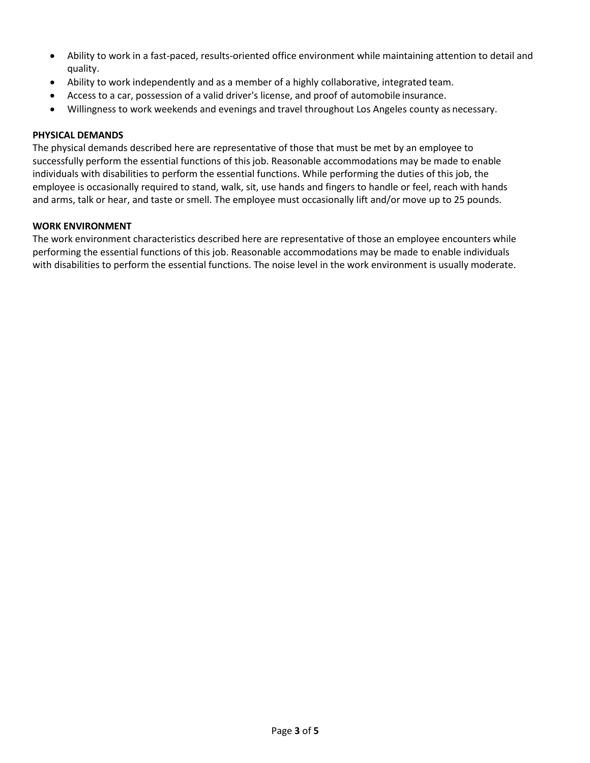- Ability to work in a fast-paced, results-oriented office environment while maintaining attention to detail and quality.
- Ability to work independently and as a member of a highly collaborative, integrated team.
- Access to a car, possession of a valid driver's license, and proof of automobile insurance.
- Willingness to work weekends and evenings and travel throughout Los Angeles county as necessary.

**PHYSICAL DEMANDS**

The physical demands described here are representative of those that must be met by an employee to successfully perform the essential functions of this job. Reasonable accommodations may be made to enable individuals with disabilities to perform the essential functions. While performing the duties of this job, the employee is occasionally required to stand, walk, sit, use hands and fingers to handle or feel, reach with hands and arms, talk or hear, and taste or smell. The employee must occasionally lift and/or move up to 25 pounds.

**WORK ENVIRONMENT**

The work environment characteristics described here are representative of those an employee encounters while performing the essential functions of this job. Reasonable accommodations may be made to enable individuals with disabilities to perform the essential functions. The noise level in the work environment is usually moderate.